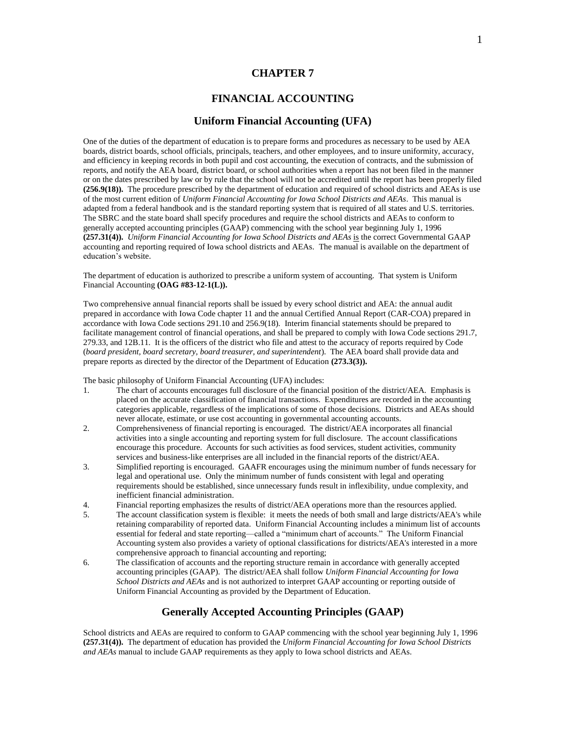# CHAPTER 7

# FINANCIAL ACCOUNTING

## Uniform Financial Accounting (UFA)

One of the duties of the department of education is to prepare forms and procedures as necessary to be used by AEA boards, district boards, school officials, principals, teachers, and other employees, and to insure uniformity, accuracy, and efficiency in keeping records in both pupil and cost accounting, the execution of contracts, and the submission of reports, and notify the AEA board, district board, or school authorities when a report has not been filed in the manner or on the dates prescribed by law or by rule that the school will not be accredited until the report has been properly filed **(256.9(18)).** The procedure prescribed by the department of education and required of school districts and AEAs is use of the most current edition of *Uniform Financial Accounting for Iowa School Districts and AEAs*. This manual is adapted from a federal handbook and is the standard reporting system that is required of all states and U.S. territories. The SBRC and the state board shall specify procedures and require the school districts and AEAs to conform to generally accepted accounting principles (GAAP) commencing with the school year beginning July 1, 1996 **(257.31(4)).** *Uniform Financial Accounting for Iowa School Districts and AEAs* is the correct Governmental GAAP accounting and reporting required of Iowa school districts and AEAs. The manual is available on the department of education's website.

The department of education is authorized to prescribe a uniform system of accounting. That system is Uniform Financial Accounting **(OAG #83-12-1(L)).**

Two comprehensive annual financial reports shall be issued by every school district and AEA: the annual audit prepared in accordance with Iowa Code chapter 11 and the annual Certified Annual Report (CAR-COA) prepared in accordance with Iowa Code sections 291.10 and 256.9(18). Interim financial statements should be prepared to facilitate management control of financial operations, and shall be prepared to comply with Iowa Code sections 291.7, 279.33, and 12B.11. It is the officers of the district who file and attest to the accuracy of reports required by Code (*board president, board secretary, board treasurer, and superintendent*). The AEA board shall provide data and prepare reports as directed by the director of the Department of Education **(273.3(3)).**

The basic philosophy of Uniform Financial Accounting (UFA) includes:

1. The chart of accounts encourages full disclosure of the financial position of the district/AEA. Emphasis is placed on the accurate classification of financial transactions. Expenditures are recorded in the accounting categories applicable, regardless of the implications of some of those decisions. Districts and AEAs should never allocate, estimate, or use cost accounting in governmental accounting accounts.
2. Comprehensiveness of financial reporting is encouraged. The district/AEA incorporates all financial activities into a single accounting and reporting system for full disclosure. The account classifications encourage this procedure. Accounts for such activities as food services, student activities, community services and business-like enterprises are all included in the financial reports of the district/AEA.
3. Simplified reporting is encouraged. GAAFR encourages using the minimum number of funds necessary for legal and operational use. Only the minimum number of funds consistent with legal and operating requirements should be established, since unnecessary funds result in inflexibility, undue complexity, and inefficient financial administration.
4. Financial reporting emphasizes the results of district/AEA operations more than the resources applied.
5. The account classification system is flexible: it meets the needs of both small and large districts/AEA's while retaining comparability of reported data. Uniform Financial Accounting includes a minimum list of accounts essential for federal and state reporting—called a "minimum chart of accounts." The Uniform Financial Accounting system also provides a variety of optional classifications for districts/AEA's interested in a more comprehensive approach to financial accounting and reporting;
6. The classification of accounts and the reporting structure remain in accordance with generally accepted accounting principles (GAAP). The district/AEA shall follow *Uniform Financial Accounting for Iowa School Districts and AEAs* and is not authorized to interpret GAAP accounting or reporting outside of Uniform Financial Accounting as provided by the Department of Education.

## Generally Accepted Accounting Principles (GAAP)

School districts and AEAs are required to conform to GAAP commencing with the school year beginning July 1, 1996 **(257.31(4)).** The department of education has provided the *Uniform Financial Accounting for Iowa School Districts and AEAs* manual to include GAAP requirements as they apply to Iowa school districts and AEAs.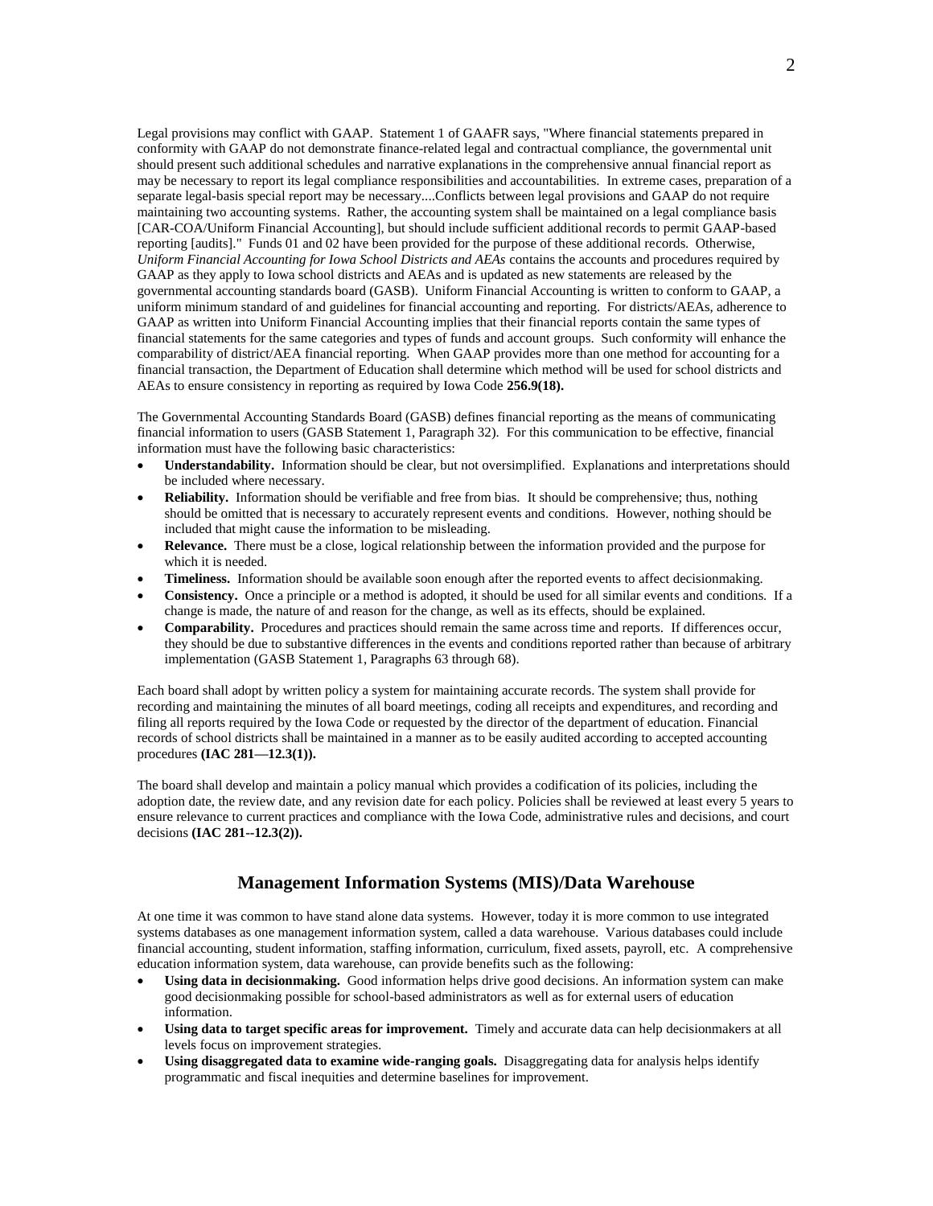Legal provisions may conflict with GAAP. Statement 1 of GAAFR says, "Where financial statements prepared in conformity with GAAP do not demonstrate finance-related legal and contractual compliance, the governmental unit should present such additional schedules and narrative explanations in the comprehensive annual financial report as may be necessary to report its legal compliance responsibilities and accountabilities. In extreme cases, preparation of a separate legal-basis special report may be necessary....Conflicts between legal provisions and GAAP do not require maintaining two accounting systems. Rather, the accounting system shall be maintained on a legal compliance basis [CAR-COA/Uniform Financial Accounting], but should include sufficient additional records to permit GAAP-based reporting [audits]." Funds 01 and 02 have been provided for the purpose of these additional records. Otherwise, *Uniform Financial Accounting for Iowa School Districts and AEAs* contains the accounts and procedures required by GAAP as they apply to Iowa school districts and AEAs and is updated as new statements are released by the governmental accounting standards board (GASB). Uniform Financial Accounting is written to conform to GAAP, a uniform minimum standard of and guidelines for financial accounting and reporting. For districts/AEAs, adherence to GAAP as written into Uniform Financial Accounting implies that their financial reports contain the same types of financial statements for the same categories and types of funds and account groups. Such conformity will enhance the comparability of district/AEA financial reporting. When GAAP provides more than one method for accounting for a financial transaction, the Department of Education shall determine which method will be used for school districts and AEAs to ensure consistency in reporting as required by Iowa Code **256.9(18).**

The Governmental Accounting Standards Board (GASB) defines financial reporting as the means of communicating financial information to users (GASB Statement 1, Paragraph 32). For this communication to be effective, financial information must have the following basic characteristics:

- **Understandability.** Information should be clear, but not oversimplified. Explanations and interpretations should be included where necessary.
- **Reliability.** Information should be verifiable and free from bias. It should be comprehensive; thus, nothing should be omitted that is necessary to accurately represent events and conditions. However, nothing should be included that might cause the information to be misleading.
- **Relevance.** There must be a close, logical relationship between the information provided and the purpose for which it is needed.
- **Timeliness.** Information should be available soon enough after the reported events to affect decisionmaking.
- **Consistency.** Once a principle or a method is adopted, it should be used for all similar events and conditions. If a change is made, the nature of and reason for the change, as well as its effects, should be explained.
- **Comparability.** Procedures and practices should remain the same across time and reports. If differences occur, they should be due to substantive differences in the events and conditions reported rather than because of arbitrary implementation (GASB Statement 1, Paragraphs 63 through 68).

Each board shall adopt by written policy a system for maintaining accurate records. The system shall provide for recording and maintaining the minutes of all board meetings, coding all receipts and expenditures, and recording and filing all reports required by the Iowa Code or requested by the director of the department of education. Financial records of school districts shall be maintained in a manner as to be easily audited according to accepted accounting procedures **(IAC 281—12.3(1)).**

The board shall develop and maintain a policy manual which provides a codification of its policies, including the adoption date, the review date, and any revision date for each policy. Policies shall be reviewed at least every 5 years to ensure relevance to current practices and compliance with the Iowa Code, administrative rules and decisions, and court decisions **(IAC 281--12.3(2)).**

## Management Information Systems (MIS)/Data Warehouse

At one time it was common to have stand alone data systems. However, today it is more common to use integrated systems databases as one management information system, called a data warehouse. Various databases could include financial accounting, student information, staffing information, curriculum, fixed assets, payroll, etc. A comprehensive education information system, data warehouse, can provide benefits such as the following:

- **Using data in decisionmaking.** Good information helps drive good decisions. An information system can make good decisionmaking possible for school-based administrators as well as for external users of education information.
- **Using data to target specific areas for improvement.** Timely and accurate data can help decisionmakers at all levels focus on improvement strategies.
- **Using disaggregated data to examine wide-ranging goals.** Disaggregating data for analysis helps identify programmatic and fiscal inequities and determine baselines for improvement.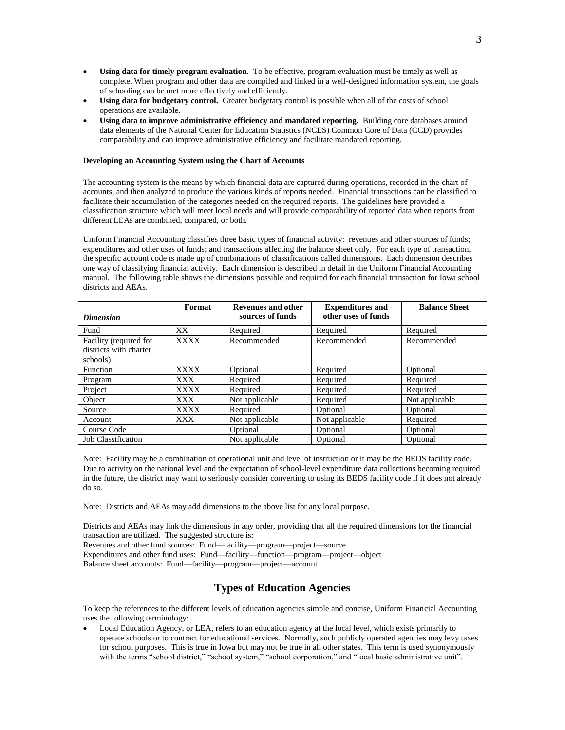- **Using data for timely program evaluation.** To be effective, program evaluation must be timely as well as complete. When program and other data are compiled and linked in a well-designed information system, the goals of schooling can be met more effectively and efficiently.
- **Using data for budgetary control.** Greater budgetary control is possible when all of the costs of school operations are available.
- **Using data to improve administrative efficiency and mandated reporting.** Building core databases around data elements of the National Center for Education Statistics (NCES) Common Core of Data (CCD) provides comparability and can improve administrative efficiency and facilitate mandated reporting.

**Developing an Accounting System using the Chart of Accounts**

The accounting system is the means by which financial data are captured during operations, recorded in the chart of accounts, and then analyzed to produce the various kinds of reports needed. Financial transactions can be classified to facilitate their accumulation of the categories needed on the required reports. The guidelines here provided a classification structure which will meet local needs and will provide comparability of reported data when reports from different LEAs are combined, compared, or both.

Uniform Financial Accounting classifies three basic types of financial activity: revenues and other sources of funds; expenditures and other uses of funds; and transactions affecting the balance sheet only. For each type of transaction, the specific account code is made up of combinations of classifications called dimensions. Each dimension describes one way of classifying financial activity. Each dimension is described in detail in the Uniform Financial Accounting manual. The following table shows the dimensions possible and required for each financial transaction for Iowa school districts and AEAs.

| *Dimension* | Format | Revenues and other sources of funds | Expenditures and other uses of funds | Balance Sheet |
|---|---|---|---|---|
| Fund | XX | Required | Required | Required |
| Facility (required for districts with charter schools) | XXXX | Recommended | Recommended | Recommended |
| Function | XXXX | Optional | Required | Optional |
| Program | XXX | Required | Required | Required |
| Project | XXXX | Required | Required | Required |
| Object | XXX | Not applicable | Required | Not applicable |
| Source | XXXX | Required | Optional | Optional |
| Account | XXX | Not applicable | Not applicable | Required |
| Course Code | | Optional | Optional | Optional |
| Job Classification | | Not applicable | Optional | Optional |

Note: Facility may be a combination of operational unit and level of instruction or it may be the BEDS facility code. Due to activity on the national level and the expectation of school-level expenditure data collections becoming required in the future, the district may want to seriously consider converting to using its BEDS facility code if it does not already do so.

Note: Districts and AEAs may add dimensions to the above list for any local purpose.

Districts and AEAs may link the dimensions in any order, providing that all the required dimensions for the financial transaction are utilized. The suggested structure is:
Revenues and other fund sources: Fund—facility—program—project—source
Expenditures and other fund uses: Fund—facility—function—program—project—object
Balance sheet accounts: Fund—facility—program—project—account

## Types of Education Agencies

To keep the references to the different levels of education agencies simple and concise, Uniform Financial Accounting uses the following terminology:

- Local Education Agency, or LEA, refers to an education agency at the local level, which exists primarily to operate schools or to contract for educational services. Normally, such publicly operated agencies may levy taxes for school purposes. This is true in Iowa but may not be true in all other states. This term is used synonymously with the terms "school district," "school system," "school corporation," and "local basic administrative unit".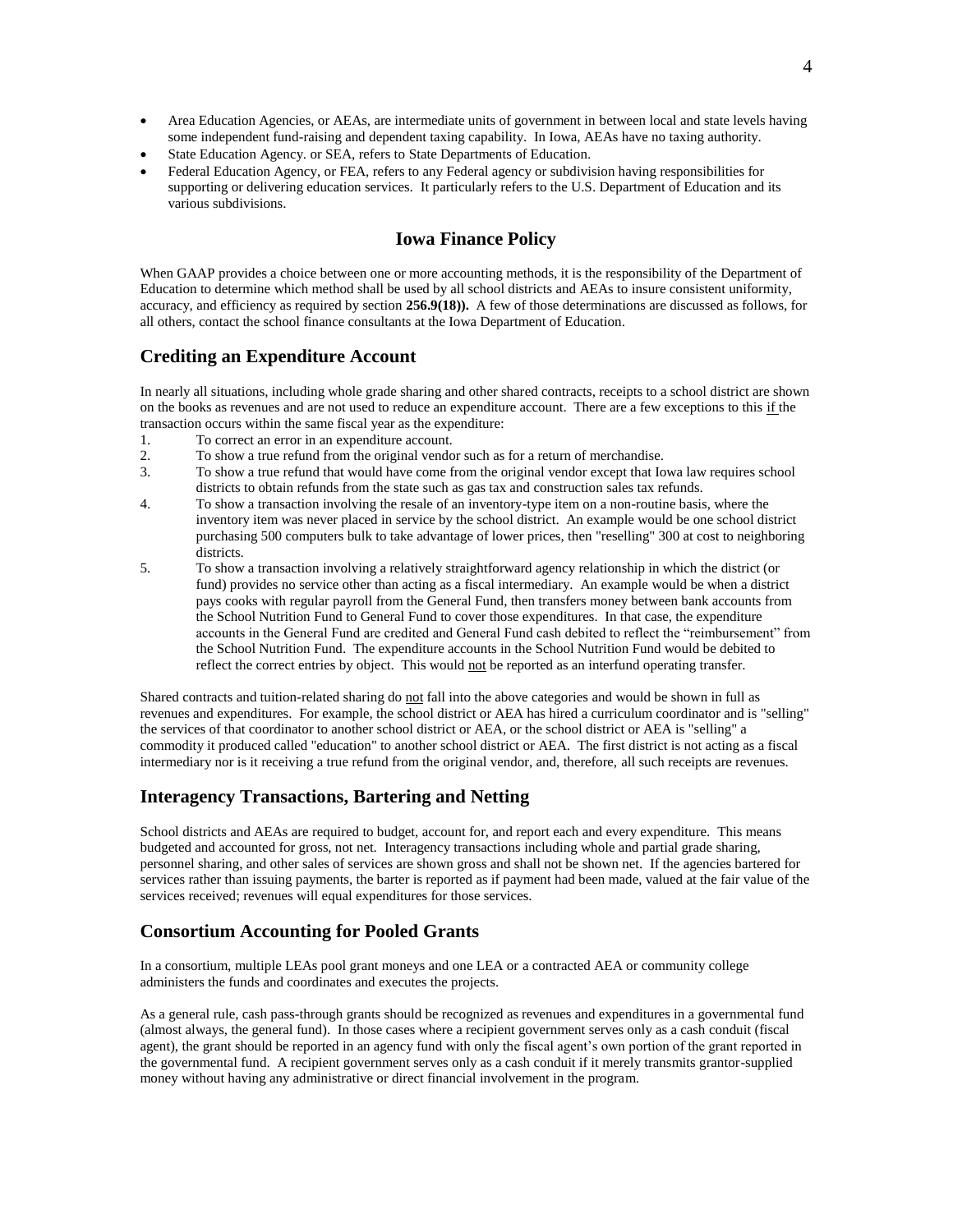- Area Education Agencies, or AEAs, are intermediate units of government in between local and state levels having some independent fund-raising and dependent taxing capability. In Iowa, AEAs have no taxing authority.
- State Education Agency. or SEA, refers to State Departments of Education.
- Federal Education Agency, or FEA, refers to any Federal agency or subdivision having responsibilities for supporting or delivering education services. It particularly refers to the U.S. Department of Education and its various subdivisions.

# Iowa Finance Policy

When GAAP provides a choice between one or more accounting methods, it is the responsibility of the Department of Education to determine which method shall be used by all school districts and AEAs to insure consistent uniformity, accuracy, and efficiency as required by section **256.9(18)).** A few of those determinations are discussed as follows, for all others, contact the school finance consultants at the Iowa Department of Education.

## Crediting an Expenditure Account

In nearly all situations, including whole grade sharing and other shared contracts, receipts to a school district are shown on the books as revenues and are not used to reduce an expenditure account. There are a few exceptions to this if the transaction occurs within the same fiscal year as the expenditure:

1. To correct an error in an expenditure account.
2. To show a true refund from the original vendor such as for a return of merchandise.
3. To show a true refund that would have come from the original vendor except that Iowa law requires school districts to obtain refunds from the state such as gas tax and construction sales tax refunds.
4. To show a transaction involving the resale of an inventory-type item on a non-routine basis, where the inventory item was never placed in service by the school district. An example would be one school district purchasing 500 computers bulk to take advantage of lower prices, then "reselling" 300 at cost to neighboring districts.
5. To show a transaction involving a relatively straightforward agency relationship in which the district (or fund) provides no service other than acting as a fiscal intermediary. An example would be when a district pays cooks with regular payroll from the General Fund, then transfers money between bank accounts from the School Nutrition Fund to General Fund to cover those expenditures. In that case, the expenditure accounts in the General Fund are credited and General Fund cash debited to reflect the "reimbursement" from the School Nutrition Fund. The expenditure accounts in the School Nutrition Fund would be debited to reflect the correct entries by object. This would not be reported as an interfund operating transfer.

Shared contracts and tuition-related sharing do not fall into the above categories and would be shown in full as revenues and expenditures. For example, the school district or AEA has hired a curriculum coordinator and is "selling" the services of that coordinator to another school district or AEA, or the school district or AEA is "selling" a commodity it produced called "education" to another school district or AEA. The first district is not acting as a fiscal intermediary nor is it receiving a true refund from the original vendor, and, therefore, all such receipts are revenues.

## Interagency Transactions, Bartering and Netting

School districts and AEAs are required to budget, account for, and report each and every expenditure. This means budgeted and accounted for gross, not net. Interagency transactions including whole and partial grade sharing, personnel sharing, and other sales of services are shown gross and shall not be shown net. If the agencies bartered for services rather than issuing payments, the barter is reported as if payment had been made, valued at the fair value of the services received; revenues will equal expenditures for those services.

## Consortium Accounting for Pooled Grants

In a consortium, multiple LEAs pool grant moneys and one LEA or a contracted AEA or community college administers the funds and coordinates and executes the projects.

As a general rule, cash pass-through grants should be recognized as revenues and expenditures in a governmental fund (almost always, the general fund). In those cases where a recipient government serves only as a cash conduit (fiscal agent), the grant should be reported in an agency fund with only the fiscal agent's own portion of the grant reported in the governmental fund. A recipient government serves only as a cash conduit if it merely transmits grantor-supplied money without having any administrative or direct financial involvement in the program.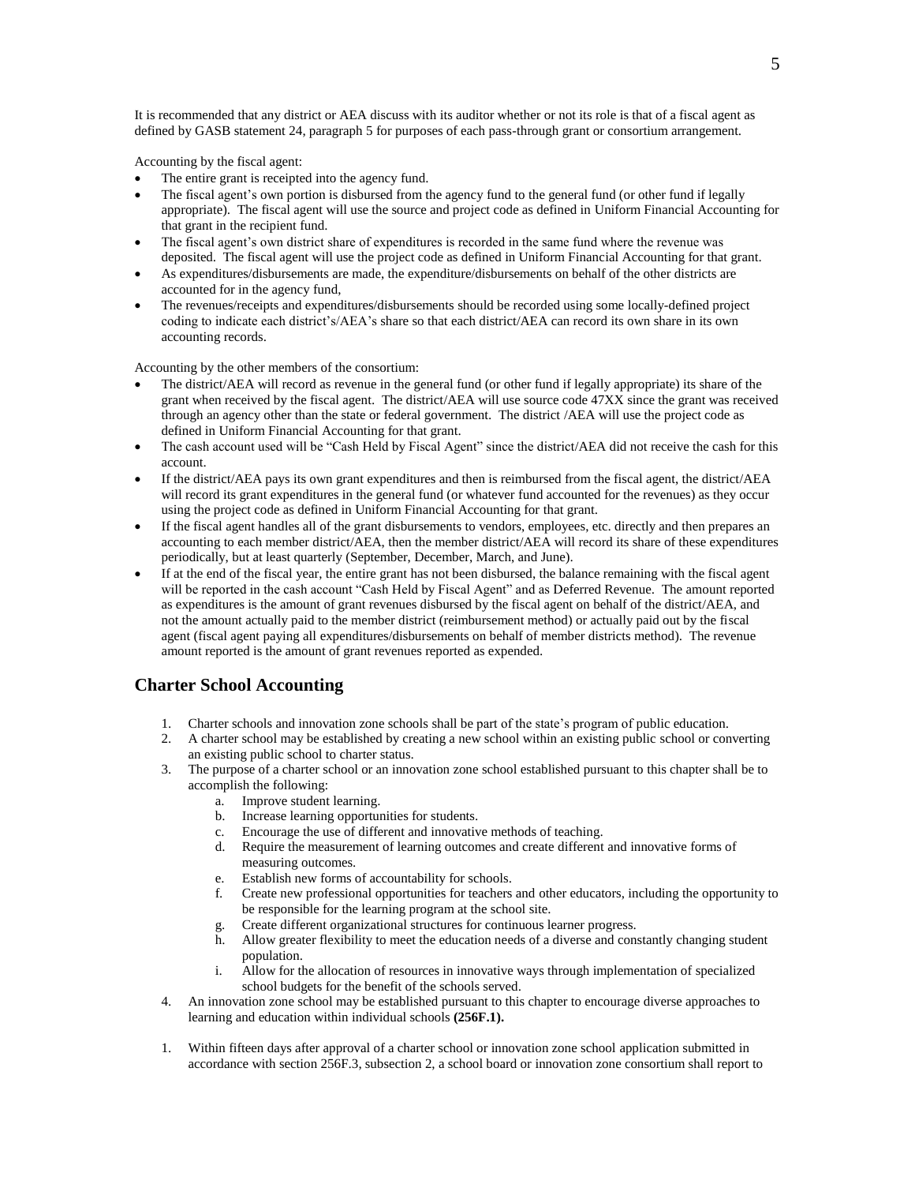It is recommended that any district or AEA discuss with its auditor whether or not its role is that of a fiscal agent as defined by GASB statement 24, paragraph 5 for purposes of each pass-through grant or consortium arrangement.

Accounting by the fiscal agent:

- The entire grant is receipted into the agency fund.
- The fiscal agent's own portion is disbursed from the agency fund to the general fund (or other fund if legally appropriate). The fiscal agent will use the source and project code as defined in Uniform Financial Accounting for that grant in the recipient fund.
- The fiscal agent's own district share of expenditures is recorded in the same fund where the revenue was deposited. The fiscal agent will use the project code as defined in Uniform Financial Accounting for that grant.
- As expenditures/disbursements are made, the expenditure/disbursements on behalf of the other districts are accounted for in the agency fund,
- The revenues/receipts and expenditures/disbursements should be recorded using some locally-defined project coding to indicate each district's/AEA's share so that each district/AEA can record its own share in its own accounting records.

Accounting by the other members of the consortium:

- The district/AEA will record as revenue in the general fund (or other fund if legally appropriate) its share of the grant when received by the fiscal agent. The district/AEA will use source code 47XX since the grant was received through an agency other than the state or federal government. The district /AEA will use the project code as defined in Uniform Financial Accounting for that grant.
- The cash account used will be "Cash Held by Fiscal Agent" since the district/AEA did not receive the cash for this account.
- If the district/AEA pays its own grant expenditures and then is reimbursed from the fiscal agent, the district/AEA will record its grant expenditures in the general fund (or whatever fund accounted for the revenues) as they occur using the project code as defined in Uniform Financial Accounting for that grant.
- If the fiscal agent handles all of the grant disbursements to vendors, employees, etc. directly and then prepares an accounting to each member district/AEA, then the member district/AEA will record its share of these expenditures periodically, but at least quarterly (September, December, March, and June).
- If at the end of the fiscal year, the entire grant has not been disbursed, the balance remaining with the fiscal agent will be reported in the cash account "Cash Held by Fiscal Agent" and as Deferred Revenue. The amount reported as expenditures is the amount of grant revenues disbursed by the fiscal agent on behalf of the district/AEA, and not the amount actually paid to the member district (reimbursement method) or actually paid out by the fiscal agent (fiscal agent paying all expenditures/disbursements on behalf of member districts method). The revenue amount reported is the amount of grant revenues reported as expended.

## Charter School Accounting

1. Charter schools and innovation zone schools shall be part of the state's program of public education.
2. A charter school may be established by creating a new school within an existing public school or converting an existing public school to charter status.
3. The purpose of a charter school or an innovation zone school established pursuant to this chapter shall be to accomplish the following:
   a. Improve student learning.
   b. Increase learning opportunities for students.
   c. Encourage the use of different and innovative methods of teaching.
   d. Require the measurement of learning outcomes and create different and innovative forms of measuring outcomes.
   e. Establish new forms of accountability for schools.
   f. Create new professional opportunities for teachers and other educators, including the opportunity to be responsible for the learning program at the school site.
   g. Create different organizational structures for continuous learner progress.
   h. Allow greater flexibility to meet the education needs of a diverse and constantly changing student population.
   i. Allow for the allocation of resources in innovative ways through implementation of specialized school budgets for the benefit of the schools served.
4. An innovation zone school may be established pursuant to this chapter to encourage diverse approaches to learning and education within individual schools **(256F.1).**

1. Within fifteen days after approval of a charter school or innovation zone school application submitted in accordance with section 256F.3, subsection 2, a school board or innovation zone consortium shall report to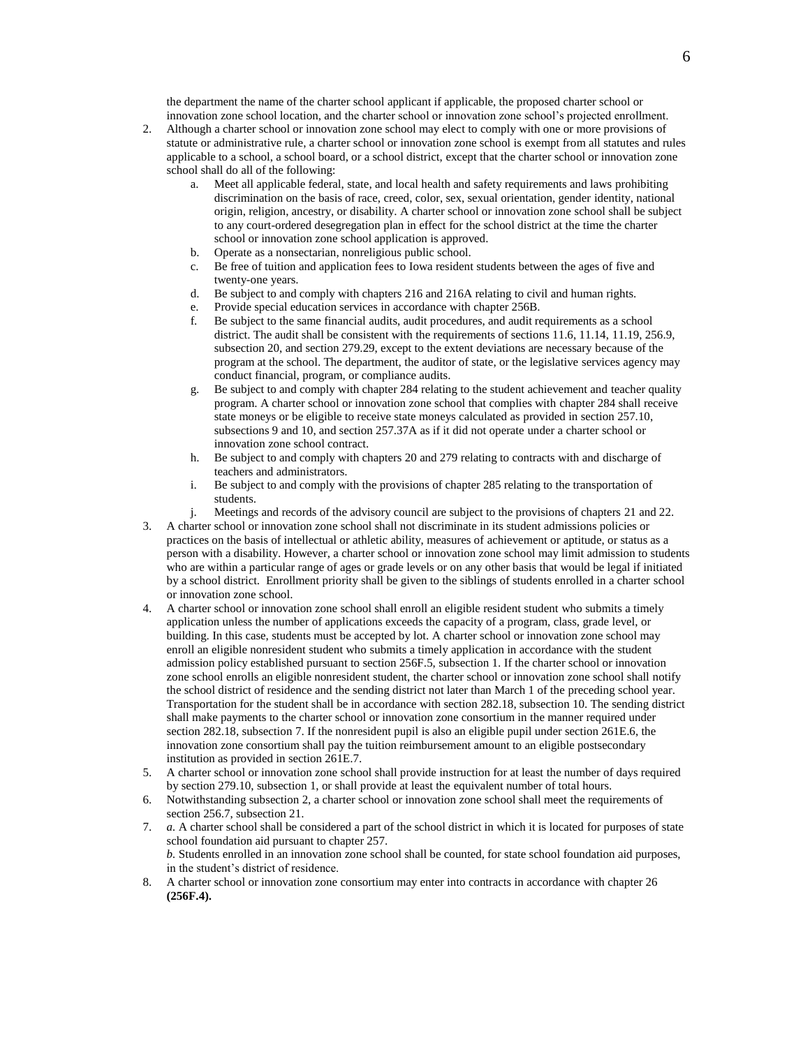the department the name of the charter school applicant if applicable, the proposed charter school or innovation zone school location, and the charter school or innovation zone school's projected enrollment.

2. Although a charter school or innovation zone school may elect to comply with one or more provisions of statute or administrative rule, a charter school or innovation zone school is exempt from all statutes and rules applicable to a school, a school board, or a school district, except that the charter school or innovation zone school shall do all of the following:
   a. Meet all applicable federal, state, and local health and safety requirements and laws prohibiting discrimination on the basis of race, creed, color, sex, sexual orientation, gender identity, national origin, religion, ancestry, or disability. A charter school or innovation zone school shall be subject to any court-ordered desegregation plan in effect for the school district at the time the charter school or innovation zone school application is approved.
   b. Operate as a nonsectarian, nonreligious public school.
   c. Be free of tuition and application fees to Iowa resident students between the ages of five and twenty-one years.
   d. Be subject to and comply with chapters 216 and 216A relating to civil and human rights.
   e. Provide special education services in accordance with chapter 256B.
   f. Be subject to the same financial audits, audit procedures, and audit requirements as a school district. The audit shall be consistent with the requirements of sections 11.6, 11.14, 11.19, 256.9, subsection 20, and section 279.29, except to the extent deviations are necessary because of the program at the school. The department, the auditor of state, or the legislative services agency may conduct financial, program, or compliance audits.
   g. Be subject to and comply with chapter 284 relating to the student achievement and teacher quality program. A charter school or innovation zone school that complies with chapter 284 shall receive state moneys or be eligible to receive state moneys calculated as provided in section 257.10, subsections 9 and 10, and section 257.37A as if it did not operate under a charter school or innovation zone school contract.
   h. Be subject to and comply with chapters 20 and 279 relating to contracts with and discharge of teachers and administrators.
   i. Be subject to and comply with the provisions of chapter 285 relating to the transportation of students.
   j. Meetings and records of the advisory council are subject to the provisions of chapters 21 and 22.
3. A charter school or innovation zone school shall not discriminate in its student admissions policies or practices on the basis of intellectual or athletic ability, measures of achievement or aptitude, or status as a person with a disability. However, a charter school or innovation zone school may limit admission to students who are within a particular range of ages or grade levels or on any other basis that would be legal if initiated by a school district. Enrollment priority shall be given to the siblings of students enrolled in a charter school or innovation zone school.
4. A charter school or innovation zone school shall enroll an eligible resident student who submits a timely application unless the number of applications exceeds the capacity of a program, class, grade level, or building. In this case, students must be accepted by lot. A charter school or innovation zone school may enroll an eligible nonresident student who submits a timely application in accordance with the student admission policy established pursuant to section 256F.5, subsection 1. If the charter school or innovation zone school enrolls an eligible nonresident student, the charter school or innovation zone school shall notify the school district of residence and the sending district not later than March 1 of the preceding school year. Transportation for the student shall be in accordance with section 282.18, subsection 10. The sending district shall make payments to the charter school or innovation zone consortium in the manner required under section 282.18, subsection 7. If the nonresident pupil is also an eligible pupil under section 261E.6, the innovation zone consortium shall pay the tuition reimbursement amount to an eligible postsecondary institution as provided in section 261E.7.
5. A charter school or innovation zone school shall provide instruction for at least the number of days required by section 279.10, subsection 1, or shall provide at least the equivalent number of total hours.
6. Notwithstanding subsection 2, a charter school or innovation zone school shall meet the requirements of section 256.7, subsection 21.
7. *a*. A charter school shall be considered a part of the school district in which it is located for purposes of state school foundation aid pursuant to chapter 257.
   *b*. Students enrolled in an innovation zone school shall be counted, for state school foundation aid purposes, in the student's district of residence.
8. A charter school or innovation zone consortium may enter into contracts in accordance with chapter 26 **(256F.4).**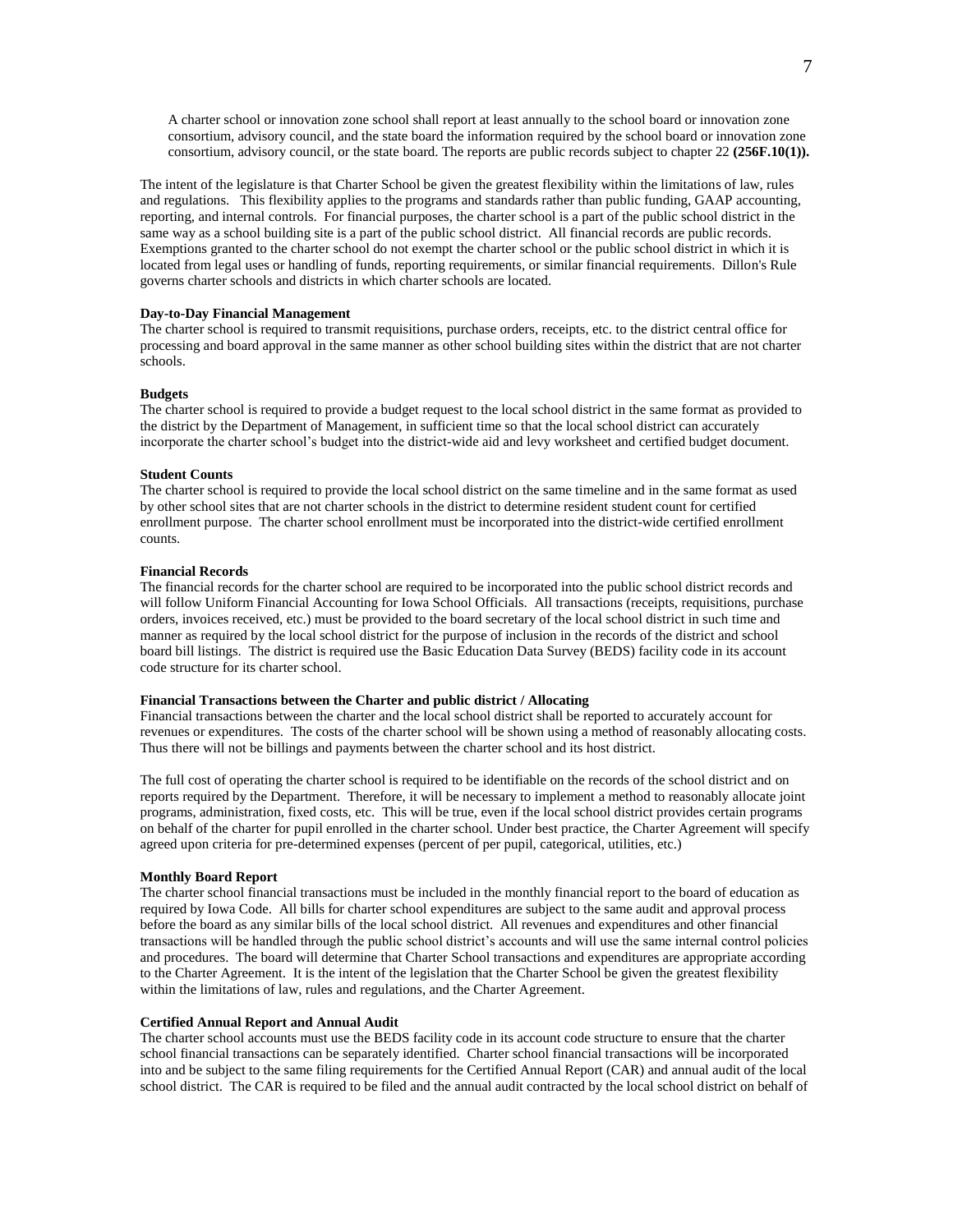> A charter school or innovation zone school shall report at least annually to the school board or innovation zone consortium, advisory council, and the state board the information required by the school board or innovation zone consortium, advisory council, or the state board. The reports are public records subject to chapter 22 **(256F.10(1)).**

The intent of the legislature is that Charter School be given the greatest flexibility within the limitations of law, rules and regulations. This flexibility applies to the programs and standards rather than public funding, GAAP accounting, reporting, and internal controls. For financial purposes, the charter school is a part of the public school district in the same way as a school building site is a part of the public school district. All financial records are public records. Exemptions granted to the charter school do not exempt the charter school or the public school district in which it is located from legal uses or handling of funds, reporting requirements, or similar financial requirements. Dillon's Rule governs charter schools and districts in which charter schools are located.

**Day-to-Day Financial Management**

The charter school is required to transmit requisitions, purchase orders, receipts, etc. to the district central office for processing and board approval in the same manner as other school building sites within the district that are not charter schools.

**Budgets**

The charter school is required to provide a budget request to the local school district in the same format as provided to the district by the Department of Management, in sufficient time so that the local school district can accurately incorporate the charter school's budget into the district-wide aid and levy worksheet and certified budget document.

**Student Counts**

The charter school is required to provide the local school district on the same timeline and in the same format as used by other school sites that are not charter schools in the district to determine resident student count for certified enrollment purpose. The charter school enrollment must be incorporated into the district-wide certified enrollment counts.

**Financial Records**

The financial records for the charter school are required to be incorporated into the public school district records and will follow Uniform Financial Accounting for Iowa School Officials. All transactions (receipts, requisitions, purchase orders, invoices received, etc.) must be provided to the board secretary of the local school district in such time and manner as required by the local school district for the purpose of inclusion in the records of the district and school board bill listings. The district is required use the Basic Education Data Survey (BEDS) facility code in its account code structure for its charter school.

**Financial Transactions between the Charter and public district / Allocating**

Financial transactions between the charter and the local school district shall be reported to accurately account for revenues or expenditures. The costs of the charter school will be shown using a method of reasonably allocating costs. Thus there will not be billings and payments between the charter school and its host district.

The full cost of operating the charter school is required to be identifiable on the records of the school district and on reports required by the Department. Therefore, it will be necessary to implement a method to reasonably allocate joint programs, administration, fixed costs, etc. This will be true, even if the local school district provides certain programs on behalf of the charter for pupil enrolled in the charter school. Under best practice, the Charter Agreement will specify agreed upon criteria for pre-determined expenses (percent of per pupil, categorical, utilities, etc.)

**Monthly Board Report**

The charter school financial transactions must be included in the monthly financial report to the board of education as required by Iowa Code. All bills for charter school expenditures are subject to the same audit and approval process before the board as any similar bills of the local school district. All revenues and expenditures and other financial transactions will be handled through the public school district's accounts and will use the same internal control policies and procedures. The board will determine that Charter School transactions and expenditures are appropriate according to the Charter Agreement. It is the intent of the legislation that the Charter School be given the greatest flexibility within the limitations of law, rules and regulations, and the Charter Agreement.

**Certified Annual Report and Annual Audit**

The charter school accounts must use the BEDS facility code in its account code structure to ensure that the charter school financial transactions can be separately identified. Charter school financial transactions will be incorporated into and be subject to the same filing requirements for the Certified Annual Report (CAR) and annual audit of the local school district. The CAR is required to be filed and the annual audit contracted by the local school district on behalf of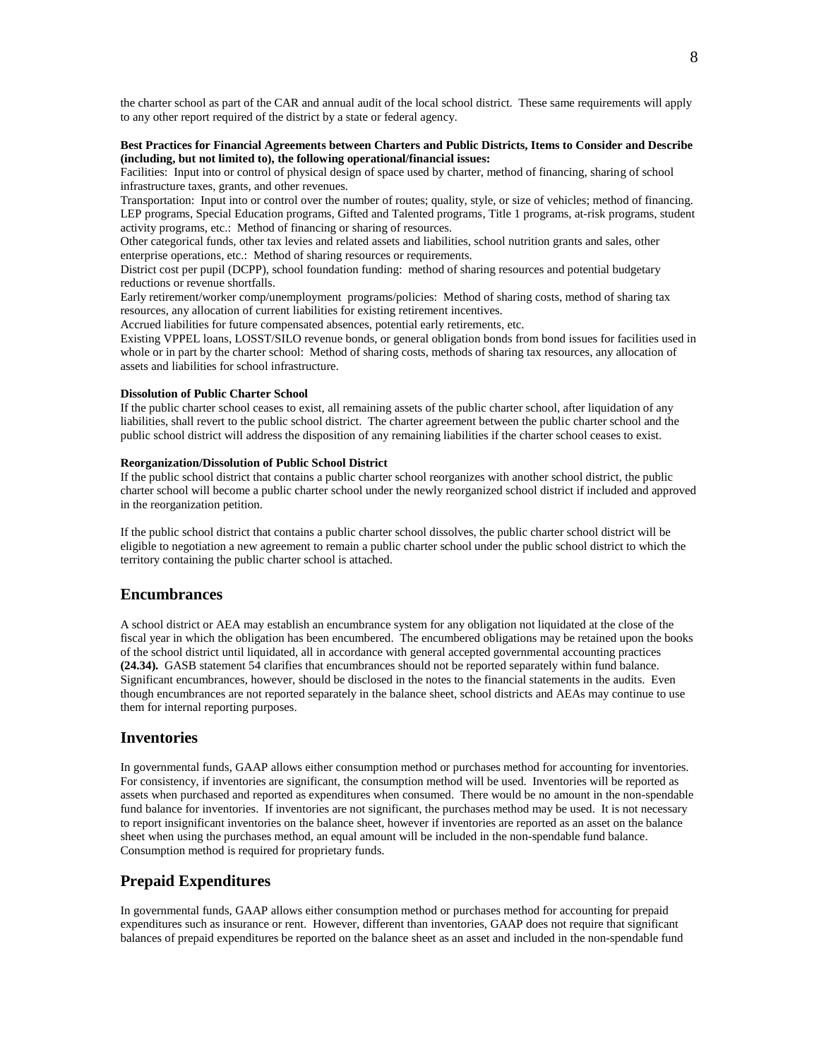the charter school as part of the CAR and annual audit of the local school district. These same requirements will apply to any other report required of the district by a state or federal agency.

**Best Practices for Financial Agreements between Charters and Public Districts, Items to Consider and Describe (including, but not limited to), the following operational/financial issues:**

Facilities: Input into or control of physical design of space used by charter, method of financing, sharing of school infrastructure taxes, grants, and other revenues.

Transportation: Input into or control over the number of routes; quality, style, or size of vehicles; method of financing.

LEP programs, Special Education programs, Gifted and Talented programs, Title 1 programs, at-risk programs, student activity programs, etc.: Method of financing or sharing of resources.

Other categorical funds, other tax levies and related assets and liabilities, school nutrition grants and sales, other enterprise operations, etc.: Method of sharing resources or requirements.

District cost per pupil (DCPP), school foundation funding: method of sharing resources and potential budgetary reductions or revenue shortfalls.

Early retirement/worker comp/unemployment programs/policies: Method of sharing costs, method of sharing tax resources, any allocation of current liabilities for existing retirement incentives.

Accrued liabilities for future compensated absences, potential early retirements, etc.

Existing VPPEL loans, LOSST/SILO revenue bonds, or general obligation bonds from bond issues for facilities used in whole or in part by the charter school: Method of sharing costs, methods of sharing tax resources, any allocation of assets and liabilities for school infrastructure.

**Dissolution of Public Charter School**

If the public charter school ceases to exist, all remaining assets of the public charter school, after liquidation of any liabilities, shall revert to the public school district. The charter agreement between the public charter school and the public school district will address the disposition of any remaining liabilities if the charter school ceases to exist.

**Reorganization/Dissolution of Public School District**

If the public school district that contains a public charter school reorganizes with another school district, the public charter school will become a public charter school under the newly reorganized school district if included and approved in the reorganization petition.

If the public school district that contains a public charter school dissolves, the public charter school district will be eligible to negotiation a new agreement to remain a public charter school under the public school district to which the territory containing the public charter school is attached.

## Encumbrances

A school district or AEA may establish an encumbrance system for any obligation not liquidated at the close of the fiscal year in which the obligation has been encumbered. The encumbered obligations may be retained upon the books of the school district until liquidated, all in accordance with general accepted governmental accounting practices **(24.34).** GASB statement 54 clarifies that encumbrances should not be reported separately within fund balance. Significant encumbrances, however, should be disclosed in the notes to the financial statements in the audits. Even though encumbrances are not reported separately in the balance sheet, school districts and AEAs may continue to use them for internal reporting purposes.

## Inventories

In governmental funds, GAAP allows either consumption method or purchases method for accounting for inventories. For consistency, if inventories are significant, the consumption method will be used. Inventories will be reported as assets when purchased and reported as expenditures when consumed. There would be no amount in the non-spendable fund balance for inventories. If inventories are not significant, the purchases method may be used. It is not necessary to report insignificant inventories on the balance sheet, however if inventories are reported as an asset on the balance sheet when using the purchases method, an equal amount will be included in the non-spendable fund balance. Consumption method is required for proprietary funds.

## Prepaid Expenditures

In governmental funds, GAAP allows either consumption method or purchases method for accounting for prepaid expenditures such as insurance or rent. However, different than inventories, GAAP does not require that significant balances of prepaid expenditures be reported on the balance sheet as an asset and included in the non-spendable fund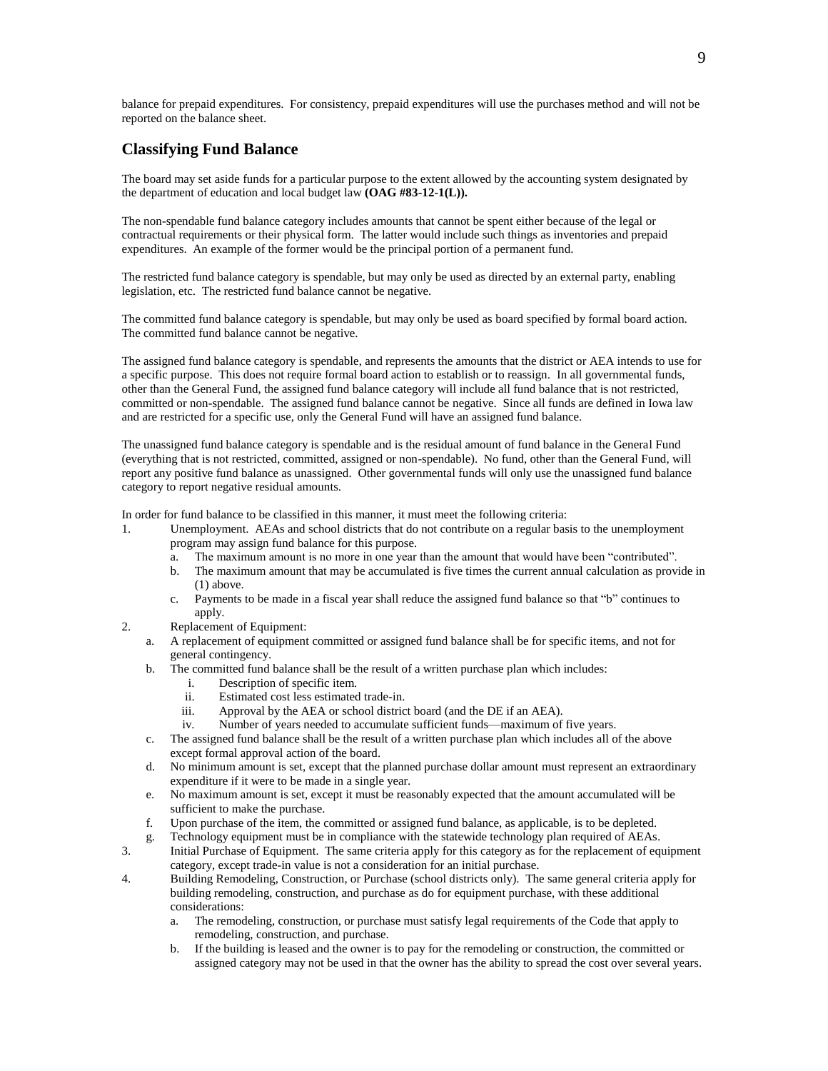balance for prepaid expenditures. For consistency, prepaid expenditures will use the purchases method and will not be reported on the balance sheet.

## Classifying Fund Balance

The board may set aside funds for a particular purpose to the extent allowed by the accounting system designated by the department of education and local budget law **(OAG #83-12-1(L)).**

The non-spendable fund balance category includes amounts that cannot be spent either because of the legal or contractual requirements or their physical form. The latter would include such things as inventories and prepaid expenditures. An example of the former would be the principal portion of a permanent fund.

The restricted fund balance category is spendable, but may only be used as directed by an external party, enabling legislation, etc. The restricted fund balance cannot be negative.

The committed fund balance category is spendable, but may only be used as board specified by formal board action. The committed fund balance cannot be negative.

The assigned fund balance category is spendable, and represents the amounts that the district or AEA intends to use for a specific purpose. This does not require formal board action to establish or to reassign. In all governmental funds, other than the General Fund, the assigned fund balance category will include all fund balance that is not restricted, committed or non-spendable. The assigned fund balance cannot be negative. Since all funds are defined in Iowa law and are restricted for a specific use, only the General Fund will have an assigned fund balance.

The unassigned fund balance category is spendable and is the residual amount of fund balance in the General Fund (everything that is not restricted, committed, assigned or non-spendable). No fund, other than the General Fund, will report any positive fund balance as unassigned. Other governmental funds will only use the unassigned fund balance category to report negative residual amounts.

In order for fund balance to be classified in this manner, it must meet the following criteria:

1. Unemployment. AEAs and school districts that do not contribute on a regular basis to the unemployment program may assign fund balance for this purpose.
   a. The maximum amount is no more in one year than the amount that would have been "contributed".
   b. The maximum amount that may be accumulated is five times the current annual calculation as provide in (1) above.
   c. Payments to be made in a fiscal year shall reduce the assigned fund balance so that "b" continues to apply.
2. Replacement of Equipment:
   a. A replacement of equipment committed or assigned fund balance shall be for specific items, and not for general contingency.
   b. The committed fund balance shall be the result of a written purchase plan which includes:
      i. Description of specific item.
      ii. Estimated cost less estimated trade-in.
      iii. Approval by the AEA or school district board (and the DE if an AEA).
      iv. Number of years needed to accumulate sufficient funds—maximum of five years.
   c. The assigned fund balance shall be the result of a written purchase plan which includes all of the above except formal approval action of the board.
   d. No minimum amount is set, except that the planned purchase dollar amount must represent an extraordinary expenditure if it were to be made in a single year.
   e. No maximum amount is set, except it must be reasonably expected that the amount accumulated will be sufficient to make the purchase.
   f. Upon purchase of the item, the committed or assigned fund balance, as applicable, is to be depleted.
   g. Technology equipment must be in compliance with the statewide technology plan required of AEAs.
3. Initial Purchase of Equipment. The same criteria apply for this category as for the replacement of equipment category, except trade-in value is not a consideration for an initial purchase.
4. Building Remodeling, Construction, or Purchase (school districts only). The same general criteria apply for building remodeling, construction, and purchase as do for equipment purchase, with these additional considerations:
   a. The remodeling, construction, or purchase must satisfy legal requirements of the Code that apply to remodeling, construction, and purchase.
   b. If the building is leased and the owner is to pay for the remodeling or construction, the committed or assigned category may not be used in that the owner has the ability to spread the cost over several years.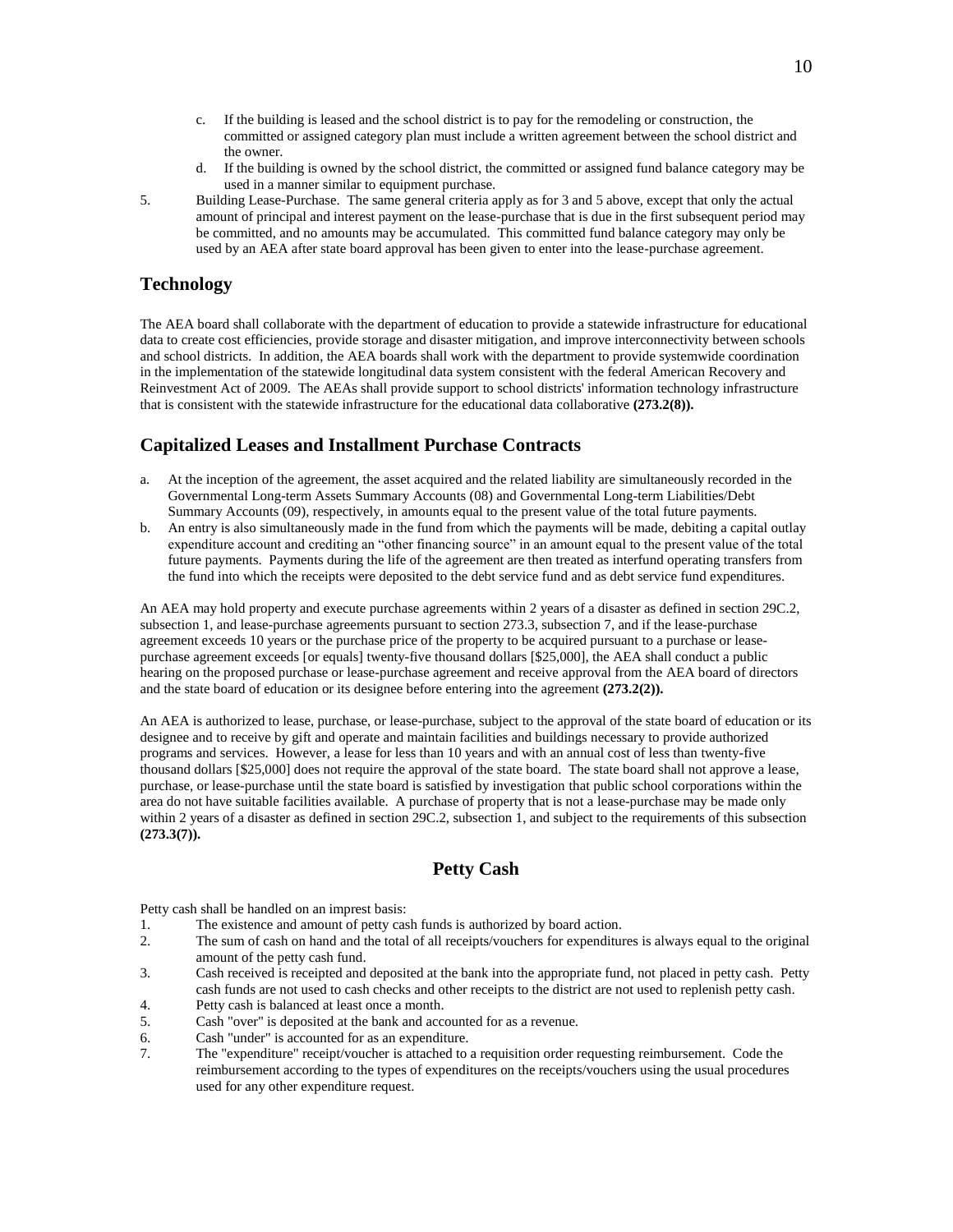c. If the building is leased and the school district is to pay for the remodeling or construction, the committed or assigned category plan must include a written agreement between the school district and the owner.
d. If the building is owned by the school district, the committed or assigned fund balance category may be used in a manner similar to equipment purchase.

5. Building Lease-Purchase. The same general criteria apply as for 3 and 5 above, except that only the actual amount of principal and interest payment on the lease-purchase that is due in the first subsequent period may be committed, and no amounts may be accumulated. This committed fund balance category may only be used by an AEA after state board approval has been given to enter into the lease-purchase agreement.

## Technology

The AEA board shall collaborate with the department of education to provide a statewide infrastructure for educational data to create cost efficiencies, provide storage and disaster mitigation, and improve interconnectivity between schools and school districts. In addition, the AEA boards shall work with the department to provide systemwide coordination in the implementation of the statewide longitudinal data system consistent with the federal American Recovery and Reinvestment Act of 2009. The AEAs shall provide support to school districts' information technology infrastructure that is consistent with the statewide infrastructure for the educational data collaborative **(273.2(8)).**

## Capitalized Leases and Installment Purchase Contracts

a. At the inception of the agreement, the asset acquired and the related liability are simultaneously recorded in the Governmental Long-term Assets Summary Accounts (08) and Governmental Long-term Liabilities/Debt Summary Accounts (09), respectively, in amounts equal to the present value of the total future payments.
b. An entry is also simultaneously made in the fund from which the payments will be made, debiting a capital outlay expenditure account and crediting an "other financing source" in an amount equal to the present value of the total future payments. Payments during the life of the agreement are then treated as interfund operating transfers from the fund into which the receipts were deposited to the debt service fund and as debt service fund expenditures.

An AEA may hold property and execute purchase agreements within 2 years of a disaster as defined in section 29C.2, subsection 1, and lease-purchase agreements pursuant to section 273.3, subsection 7, and if the lease-purchase agreement exceeds 10 years or the purchase price of the property to be acquired pursuant to a purchase or lease-purchase agreement exceeds [or equals] twenty-five thousand dollars [$25,000], the AEA shall conduct a public hearing on the proposed purchase or lease-purchase agreement and receive approval from the AEA board of directors and the state board of education or its designee before entering into the agreement **(273.2(2)).**

An AEA is authorized to lease, purchase, or lease-purchase, subject to the approval of the state board of education or its designee and to receive by gift and operate and maintain facilities and buildings necessary to provide authorized programs and services. However, a lease for less than 10 years and with an annual cost of less than twenty-five thousand dollars [$25,000] does not require the approval of the state board. The state board shall not approve a lease, purchase, or lease-purchase until the state board is satisfied by investigation that public school corporations within the area do not have suitable facilities available. A purchase of property that is not a lease-purchase may be made only within 2 years of a disaster as defined in section 29C.2, subsection 1, and subject to the requirements of this subsection **(273.3(7)).**

## Petty Cash

Petty cash shall be handled on an imprest basis:

1. The existence and amount of petty cash funds is authorized by board action.
2. The sum of cash on hand and the total of all receipts/vouchers for expenditures is always equal to the original amount of the petty cash fund.
3. Cash received is receipted and deposited at the bank into the appropriate fund, not placed in petty cash. Petty cash funds are not used to cash checks and other receipts to the district are not used to replenish petty cash.
4. Petty cash is balanced at least once a month.
5. Cash "over" is deposited at the bank and accounted for as a revenue.
6. Cash "under" is accounted for as an expenditure.
7. The "expenditure" receipt/voucher is attached to a requisition order requesting reimbursement. Code the reimbursement according to the types of expenditures on the receipts/vouchers using the usual procedures used for any other expenditure request.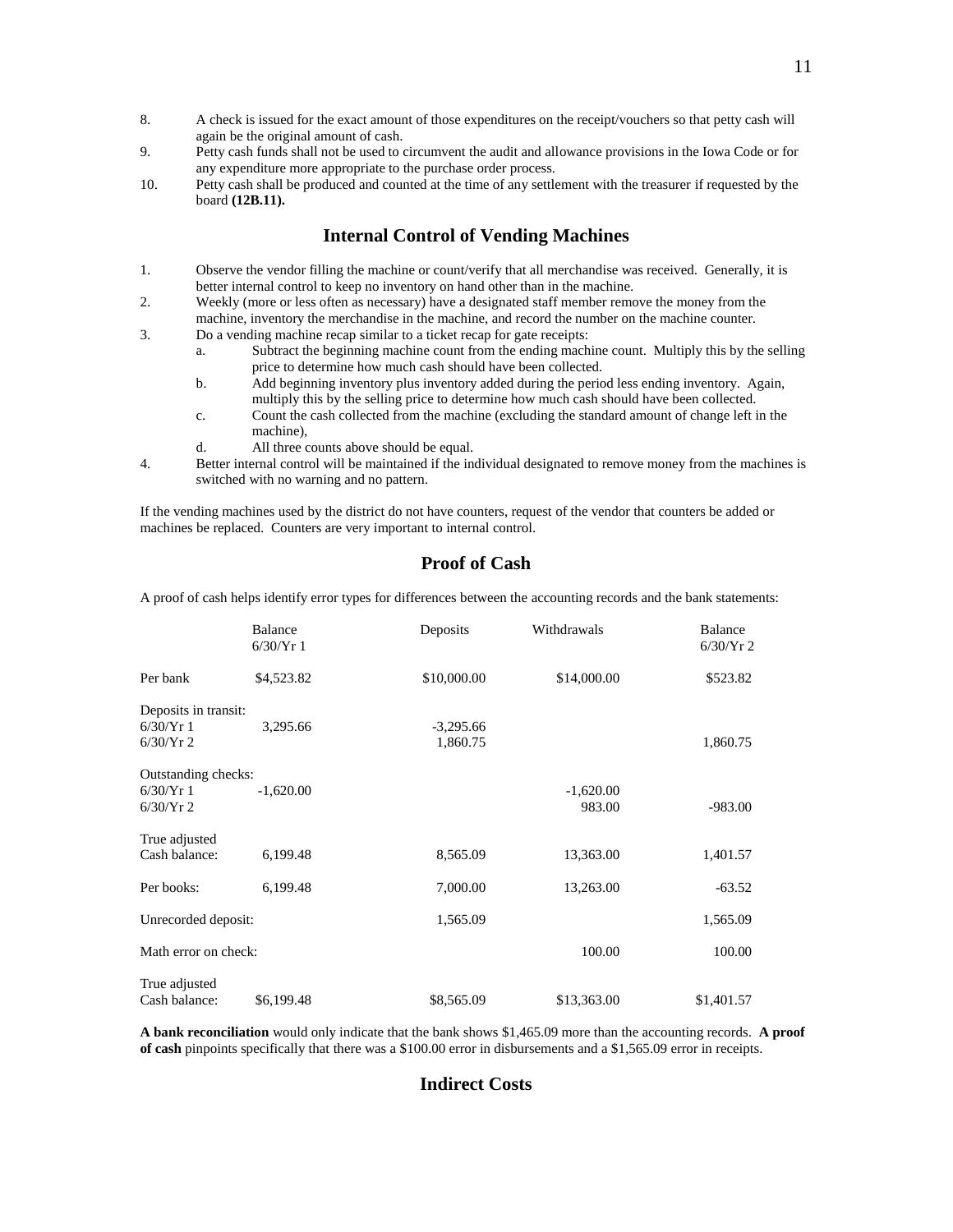8. A check is issued for the exact amount of those expenditures on the receipt/vouchers so that petty cash will again be the original amount of cash.
9. Petty cash funds shall not be used to circumvent the audit and allowance provisions in the Iowa Code or for any expenditure more appropriate to the purchase order process.
10. Petty cash shall be produced and counted at the time of any settlement with the treasurer if requested by the board **(12B.11).**

## Internal Control of Vending Machines

1. Observe the vendor filling the machine or count/verify that all merchandise was received. Generally, it is better internal control to keep no inventory on hand other than in the machine.
2. Weekly (more or less often as necessary) have a designated staff member remove the money from the machine, inventory the merchandise in the machine, and record the number on the machine counter.
3. Do a vending machine recap similar to a ticket recap for gate receipts:
   a. Subtract the beginning machine count from the ending machine count. Multiply this by the selling price to determine how much cash should have been collected.
   b. Add beginning inventory plus inventory added during the period less ending inventory. Again, multiply this by the selling price to determine how much cash should have been collected.
   c. Count the cash collected from the machine (excluding the standard amount of change left in the machine),
   d. All three counts above should be equal.
4. Better internal control will be maintained if the individual designated to remove money from the machines is switched with no warning and no pattern.

If the vending machines used by the district do not have counters, request of the vendor that counters be added or machines be replaced. Counters are very important to internal control.

## Proof of Cash

A proof of cash helps identify error types for differences between the accounting records and the bank statements:

| | Balance 6/30/Yr 1 | Deposits | Withdrawals | Balance 6/30/Yr 2 |
|---|---|---|---|---|
| Per bank | $4,523.82 | $10,000.00 | $14,000.00 | $523.82 |
| Deposits in transit: | | | | |
| 6/30/Yr 1 | 3,295.66 | -3,295.66 | | |
| 6/30/Yr 2 | | 1,860.75 | | 1,860.75 |
| Outstanding checks: | | | | |
| 6/30/Yr 1 | -1,620.00 | | -1,620.00 | |
| 6/30/Yr 2 | | | 983.00 | -983.00 |
| True adjusted Cash balance: | 6,199.48 | 8,565.09 | 13,363.00 | 1,401.57 |
| Per books: | 6,199.48 | 7,000.00 | 13,263.00 | -63.52 |
| Unrecorded deposit: | | 1,565.09 | | 1,565.09 |
| Math error on check: | | | 100.00 | 100.00 |
| True adjusted Cash balance: | $6,199.48 | $8,565.09 | $13,363.00 | $1,401.57 |

**A bank reconciliation** would only indicate that the bank shows $1,465.09 more than the accounting records. **A proof of cash** pinpoints specifically that there was a $100.00 error in disbursements and a $1,565.09 error in receipts.

## Indirect Costs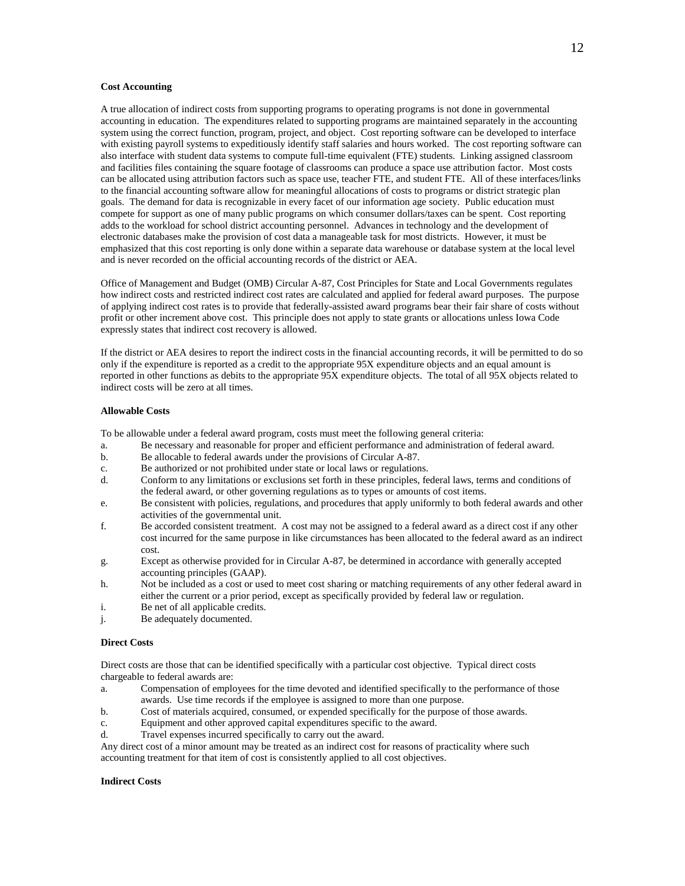**Cost Accounting**

A true allocation of indirect costs from supporting programs to operating programs is not done in governmental accounting in education. The expenditures related to supporting programs are maintained separately in the accounting system using the correct function, program, project, and object. Cost reporting software can be developed to interface with existing payroll systems to expeditiously identify staff salaries and hours worked. The cost reporting software can also interface with student data systems to compute full-time equivalent (FTE) students. Linking assigned classroom and facilities files containing the square footage of classrooms can produce a space use attribution factor. Most costs can be allocated using attribution factors such as space use, teacher FTE, and student FTE. All of these interfaces/links to the financial accounting software allow for meaningful allocations of costs to programs or district strategic plan goals. The demand for data is recognizable in every facet of our information age society. Public education must compete for support as one of many public programs on which consumer dollars/taxes can be spent. Cost reporting adds to the workload for school district accounting personnel. Advances in technology and the development of electronic databases make the provision of cost data a manageable task for most districts. However, it must be emphasized that this cost reporting is only done within a separate data warehouse or database system at the local level and is never recorded on the official accounting records of the district or AEA.

Office of Management and Budget (OMB) Circular A-87, Cost Principles for State and Local Governments regulates how indirect costs and restricted indirect cost rates are calculated and applied for federal award purposes. The purpose of applying indirect cost rates is to provide that federally-assisted award programs bear their fair share of costs without profit or other increment above cost. This principle does not apply to state grants or allocations unless Iowa Code expressly states that indirect cost recovery is allowed.

If the district or AEA desires to report the indirect costs in the financial accounting records, it will be permitted to do so only if the expenditure is reported as a credit to the appropriate 95X expenditure objects and an equal amount is reported in other functions as debits to the appropriate 95X expenditure objects. The total of all 95X objects related to indirect costs will be zero at all times.

**Allowable Costs**

To be allowable under a federal award program, costs must meet the following general criteria:

a. Be necessary and reasonable for proper and efficient performance and administration of federal award.
b. Be allocable to federal awards under the provisions of Circular A-87.
c. Be authorized or not prohibited under state or local laws or regulations.
d. Conform to any limitations or exclusions set forth in these principles, federal laws, terms and conditions of the federal award, or other governing regulations as to types or amounts of cost items.
e. Be consistent with policies, regulations, and procedures that apply uniformly to both federal awards and other activities of the governmental unit.
f. Be accorded consistent treatment. A cost may not be assigned to a federal award as a direct cost if any other cost incurred for the same purpose in like circumstances has been allocated to the federal award as an indirect cost.
g. Except as otherwise provided for in Circular A-87, be determined in accordance with generally accepted accounting principles (GAAP).
h. Not be included as a cost or used to meet cost sharing or matching requirements of any other federal award in either the current or a prior period, except as specifically provided by federal law or regulation.
i. Be net of all applicable credits.
j. Be adequately documented.

**Direct Costs**

Direct costs are those that can be identified specifically with a particular cost objective. Typical direct costs chargeable to federal awards are:

a. Compensation of employees for the time devoted and identified specifically to the performance of those awards. Use time records if the employee is assigned to more than one purpose.
b. Cost of materials acquired, consumed, or expended specifically for the purpose of those awards.
c. Equipment and other approved capital expenditures specific to the award.
d. Travel expenses incurred specifically to carry out the award.

Any direct cost of a minor amount may be treated as an indirect cost for reasons of practicality where such accounting treatment for that item of cost is consistently applied to all cost objectives.

**Indirect Costs**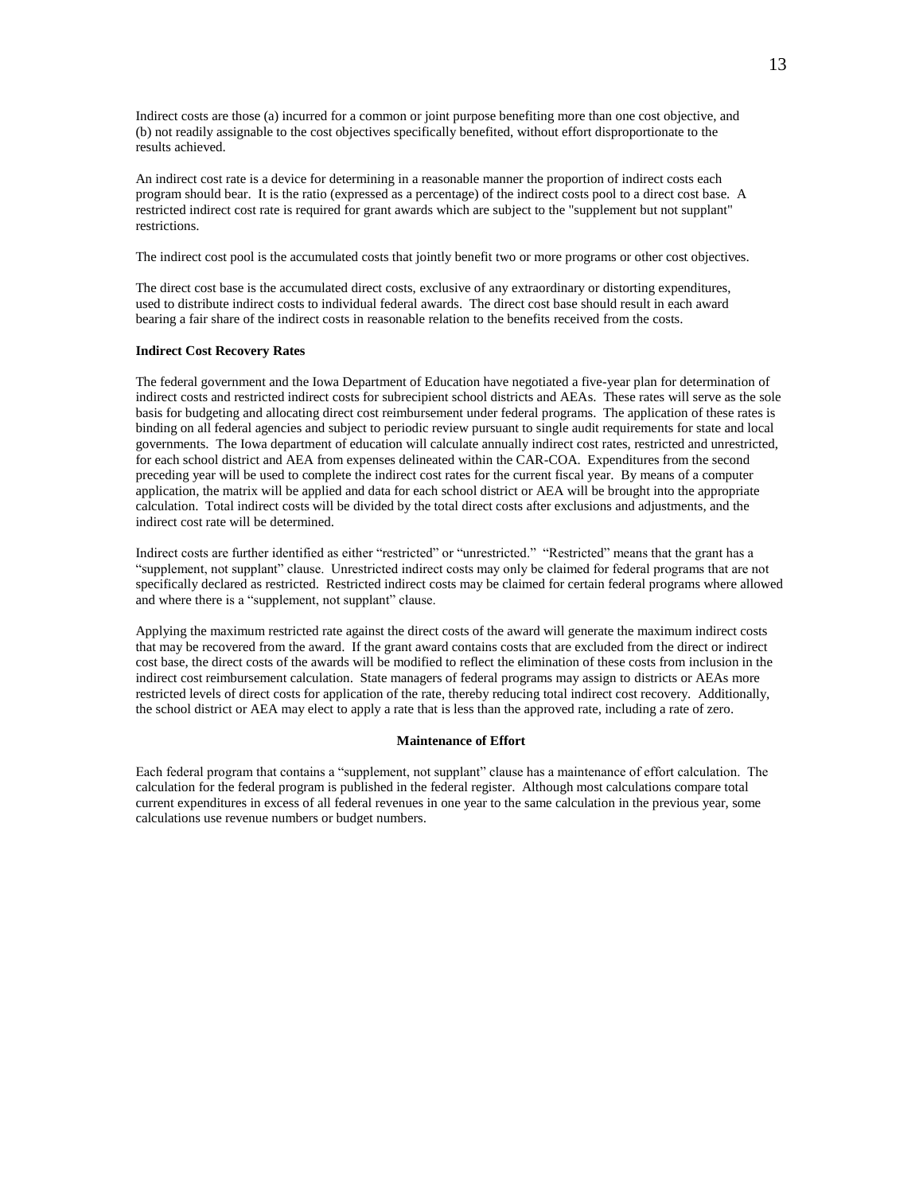Indirect costs are those (a) incurred for a common or joint purpose benefiting more than one cost objective, and (b) not readily assignable to the cost objectives specifically benefited, without effort disproportionate to the results achieved.

An indirect cost rate is a device for determining in a reasonable manner the proportion of indirect costs each program should bear. It is the ratio (expressed as a percentage) of the indirect costs pool to a direct cost base. A restricted indirect cost rate is required for grant awards which are subject to the "supplement but not supplant" restrictions.

The indirect cost pool is the accumulated costs that jointly benefit two or more programs or other cost objectives.

The direct cost base is the accumulated direct costs, exclusive of any extraordinary or distorting expenditures, used to distribute indirect costs to individual federal awards. The direct cost base should result in each award bearing a fair share of the indirect costs in reasonable relation to the benefits received from the costs.

**Indirect Cost Recovery Rates**

The federal government and the Iowa Department of Education have negotiated a five-year plan for determination of indirect costs and restricted indirect costs for subrecipient school districts and AEAs. These rates will serve as the sole basis for budgeting and allocating direct cost reimbursement under federal programs. The application of these rates is binding on all federal agencies and subject to periodic review pursuant to single audit requirements for state and local governments. The Iowa department of education will calculate annually indirect cost rates, restricted and unrestricted, for each school district and AEA from expenses delineated within the CAR-COA. Expenditures from the second preceding year will be used to complete the indirect cost rates for the current fiscal year. By means of a computer application, the matrix will be applied and data for each school district or AEA will be brought into the appropriate calculation. Total indirect costs will be divided by the total direct costs after exclusions and adjustments, and the indirect cost rate will be determined.

Indirect costs are further identified as either "restricted" or "unrestricted." "Restricted" means that the grant has a "supplement, not supplant" clause. Unrestricted indirect costs may only be claimed for federal programs that are not specifically declared as restricted. Restricted indirect costs may be claimed for certain federal programs where allowed and where there is a "supplement, not supplant" clause.

Applying the maximum restricted rate against the direct costs of the award will generate the maximum indirect costs that may be recovered from the award. If the grant award contains costs that are excluded from the direct or indirect cost base, the direct costs of the awards will be modified to reflect the elimination of these costs from inclusion in the indirect cost reimbursement calculation. State managers of federal programs may assign to districts or AEAs more restricted levels of direct costs for application of the rate, thereby reducing total indirect cost recovery. Additionally, the school district or AEA may elect to apply a rate that is less than the approved rate, including a rate of zero.

**Maintenance of Effort**

Each federal program that contains a "supplement, not supplant" clause has a maintenance of effort calculation. The calculation for the federal program is published in the federal register. Although most calculations compare total current expenditures in excess of all federal revenues in one year to the same calculation in the previous year, some calculations use revenue numbers or budget numbers.